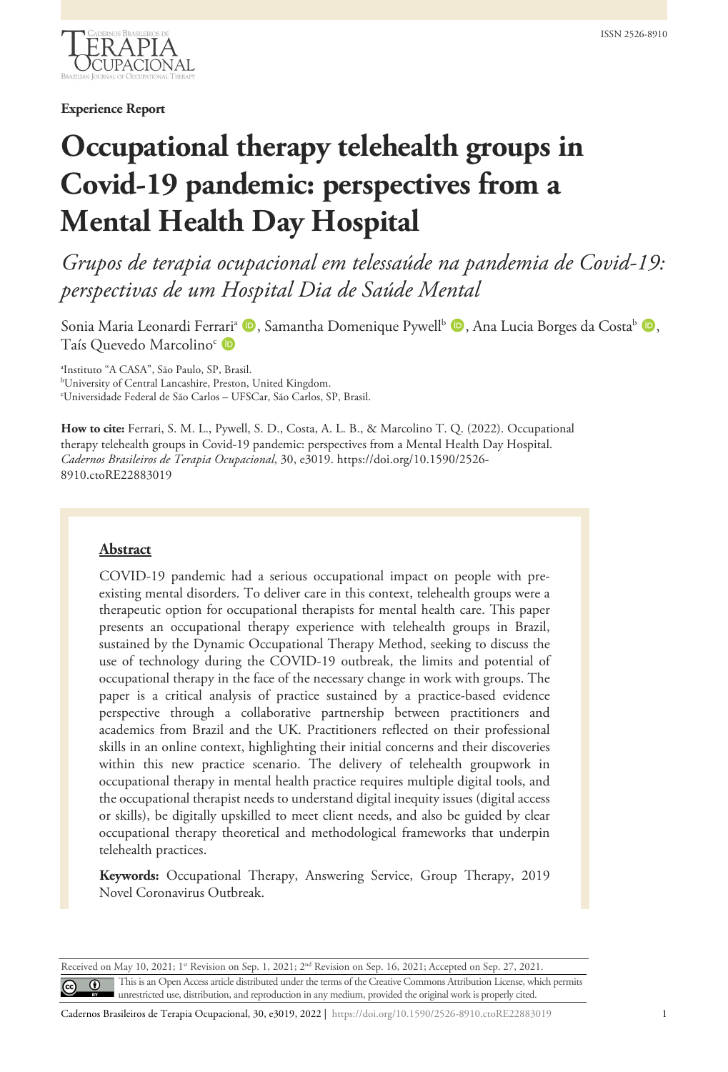**Experience Report**

# Occupational therapy telehealth groups in Covid-19 pandemic: perspectives from a Mental Health Day Hospital

*Grupos de terapia ocupacional em telessaúde na pandemia de Covid-19: perspectivas de um Hospital Dia de Saúde Mental*

Sonia Maria Leonardi Ferrari[a], Samantha Domenique Pywell[b], Ana Lucia Borges da Costa[b], Taís Quevedo Marcolino[c]

[a]Instituto "A CASA", São Paulo, SP, Brasil.
[b]University of Central Lancashire, Preston, United Kingdom.
[c]Universidade Federal de São Carlos – UFSCar, São Carlos, SP, Brasil.

**How to cite:** Ferrari, S. M. L., Pywell, S. D., Costa, A. L. B., & Marcolino T. Q. (2022). Occupational therapy telehealth groups in Covid-19 pandemic: perspectives from a Mental Health Day Hospital. *Cadernos Brasileiros de Terapia Ocupacional*, 30, e3019. https://doi.org/10.1590/2526-8910.ctoRE22883019

## Abstract

COVID-19 pandemic had a serious occupational impact on people with pre-existing mental disorders. To deliver care in this context, telehealth groups were a therapeutic option for occupational therapists for mental health care. This paper presents an occupational therapy experience with telehealth groups in Brazil, sustained by the Dynamic Occupational Therapy Method, seeking to discuss the use of technology during the COVID-19 outbreak, the limits and potential of occupational therapy in the face of the necessary change in work with groups. The paper is a critical analysis of practice sustained by a practice-based evidence perspective through a collaborative partnership between practitioners and academics from Brazil and the UK. Practitioners reflected on their professional skills in an online context, highlighting their initial concerns and their discoveries within this new practice scenario. The delivery of telehealth groupwork in occupational therapy in mental health practice requires multiple digital tools, and the occupational therapist needs to understand digital inequity issues (digital access or skills), be digitally upskilled to meet client needs, and also be guided by clear occupational therapy theoretical and methodological frameworks that underpin telehealth practices.

**Keywords:** Occupational Therapy, Answering Service, Group Therapy, 2019 Novel Coronavirus Outbreak.

Received on May 10, 2021; 1st Revision on Sep. 1, 2021; 2nd Revision on Sep. 16, 2021; Accepted on Sep. 27, 2021.

This is an Open Access article distributed under the terms of the Creative Commons Attribution License, which permits unrestricted use, distribution, and reproduction in any medium, provided the original work is properly cited.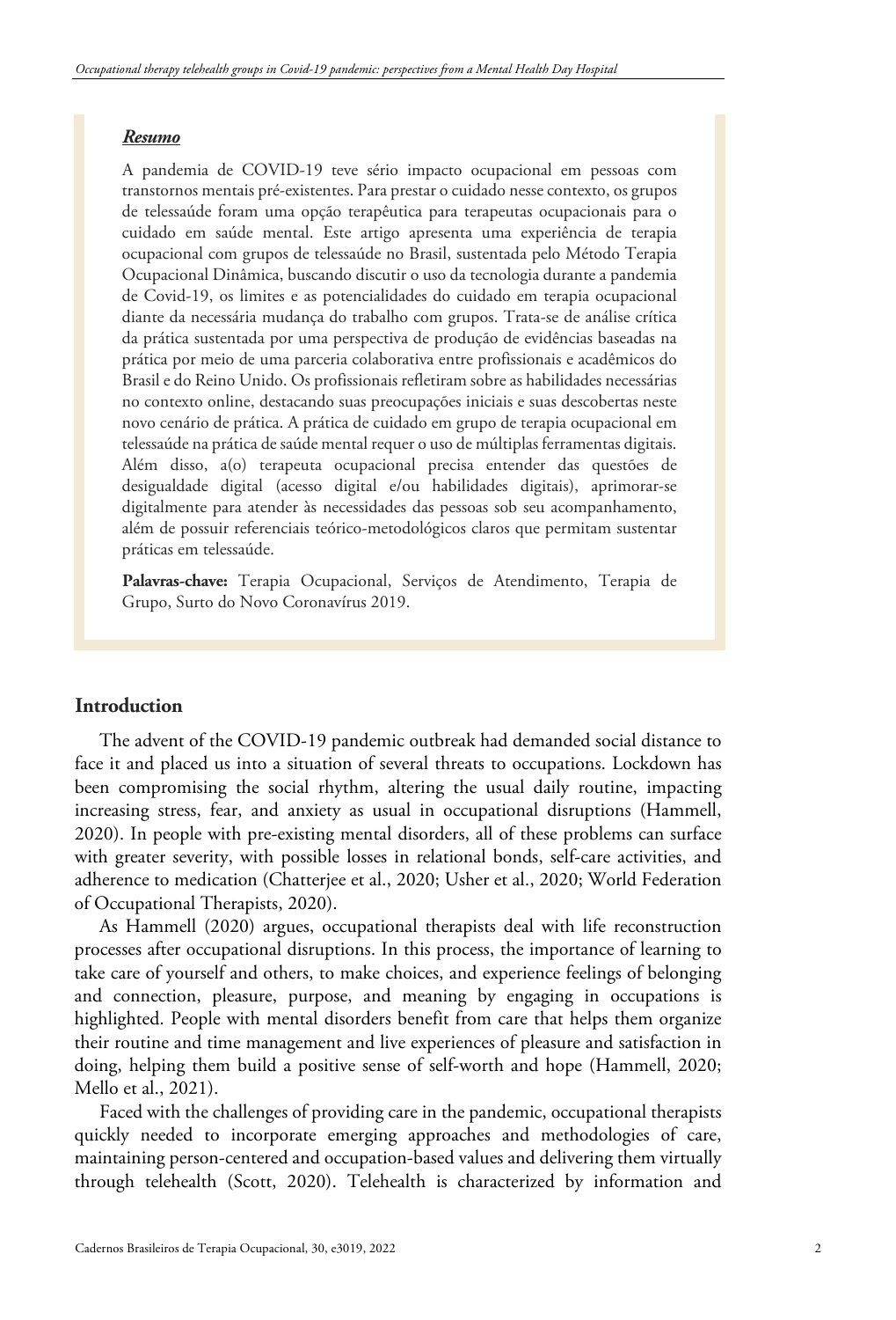***Resumo***

A pandemia de COVID-19 teve sério impacto ocupacional em pessoas com transtornos mentais pré-existentes. Para prestar o cuidado nesse contexto, os grupos de telessaúde foram uma opção terapêutica para terapeutas ocupacionais para o cuidado em saúde mental. Este artigo apresenta uma experiência de terapia ocupacional com grupos de telessaúde no Brasil, sustentada pelo Método Terapia Ocupacional Dinâmica, buscando discutir o uso da tecnologia durante a pandemia de Covid-19, os limites e as potencialidades do cuidado em terapia ocupacional diante da necessária mudança do trabalho com grupos. Trata-se de análise crítica da prática sustentada por uma perspectiva de produção de evidências baseadas na prática por meio de uma parceria colaborativa entre profissionais e acadêmicos do Brasil e do Reino Unido. Os profissionais refletiram sobre as habilidades necessárias no contexto online, destacando suas preocupações iniciais e suas descobertas neste novo cenário de prática. A prática de cuidado em grupo de terapia ocupacional em telessaúde na prática de saúde mental requer o uso de múltiplas ferramentas digitais. Além disso, a(o) terapeuta ocupacional precisa entender das questões de desigualdade digital (acesso digital e/ou habilidades digitais), aprimorar-se digitalmente para atender às necessidades das pessoas sob seu acompanhamento, além de possuir referenciais teórico-metodológicos claros que permitam sustentar práticas em telessaúde.

**Palavras-chave:** Terapia Ocupacional, Serviços de Atendimento, Terapia de Grupo, Surto do Novo Coronavírus 2019.

## Introduction

The advent of the COVID-19 pandemic outbreak had demanded social distance to face it and placed us into a situation of several threats to occupations. Lockdown has been compromising the social rhythm, altering the usual daily routine, impacting increasing stress, fear, and anxiety as usual in occupational disruptions (Hammell, 2020). In people with pre-existing mental disorders, all of these problems can surface with greater severity, with possible losses in relational bonds, self-care activities, and adherence to medication (Chatterjee et al., 2020; Usher et al., 2020; World Federation of Occupational Therapists, 2020).

As Hammell (2020) argues, occupational therapists deal with life reconstruction processes after occupational disruptions. In this process, the importance of learning to take care of yourself and others, to make choices, and experience feelings of belonging and connection, pleasure, purpose, and meaning by engaging in occupations is highlighted. People with mental disorders benefit from care that helps them organize their routine and time management and live experiences of pleasure and satisfaction in doing, helping them build a positive sense of self-worth and hope (Hammell, 2020; Mello et al., 2021).

Faced with the challenges of providing care in the pandemic, occupational therapists quickly needed to incorporate emerging approaches and methodologies of care, maintaining person-centered and occupation-based values and delivering them virtually through telehealth (Scott, 2020). Telehealth is characterized by information and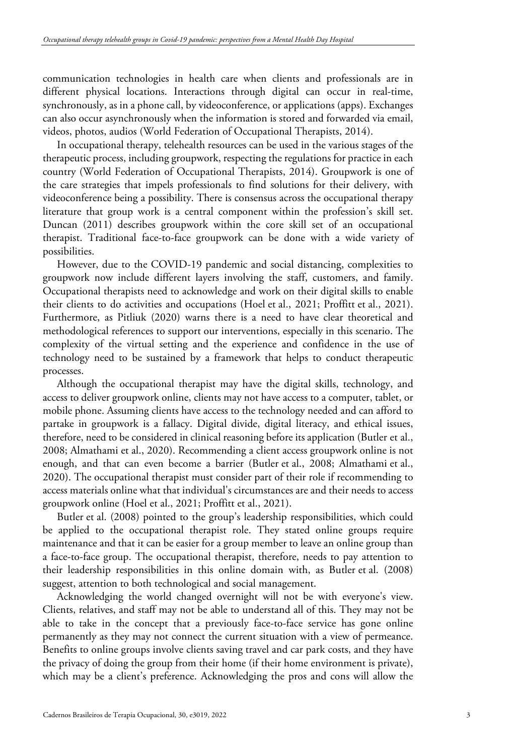communication technologies in health care when clients and professionals are in different physical locations. Interactions through digital can occur in real-time, synchronously, as in a phone call, by videoconference, or applications (apps). Exchanges can also occur asynchronously when the information is stored and forwarded via email, videos, photos, audios (World Federation of Occupational Therapists, 2014).

In occupational therapy, telehealth resources can be used in the various stages of the therapeutic process, including groupwork, respecting the regulations for practice in each country (World Federation of Occupational Therapists, 2014). Groupwork is one of the care strategies that impels professionals to find solutions for their delivery, with videoconference being a possibility. There is consensus across the occupational therapy literature that group work is a central component within the profession's skill set. Duncan (2011) describes groupwork within the core skill set of an occupational therapist. Traditional face-to-face groupwork can be done with a wide variety of possibilities.

However, due to the COVID-19 pandemic and social distancing, complexities to groupwork now include different layers involving the staff, customers, and family. Occupational therapists need to acknowledge and work on their digital skills to enable their clients to do activities and occupations (Hoel et al., 2021; Proffitt et al., 2021). Furthermore, as Pitliuk (2020) warns there is a need to have clear theoretical and methodological references to support our interventions, especially in this scenario. The complexity of the virtual setting and the experience and confidence in the use of technology need to be sustained by a framework that helps to conduct therapeutic processes.

Although the occupational therapist may have the digital skills, technology, and access to deliver groupwork online, clients may not have access to a computer, tablet, or mobile phone. Assuming clients have access to the technology needed and can afford to partake in groupwork is a fallacy. Digital divide, digital literacy, and ethical issues, therefore, need to be considered in clinical reasoning before its application (Butler et al., 2008; Almathami et al., 2020). Recommending a client access groupwork online is not enough, and that can even become a barrier (Butler et al., 2008; Almathami et al., 2020). The occupational therapist must consider part of their role if recommending to access materials online what that individual's circumstances are and their needs to access groupwork online (Hoel et al., 2021; Proffitt et al., 2021).

Butler et al. (2008) pointed to the group's leadership responsibilities, which could be applied to the occupational therapist role. They stated online groups require maintenance and that it can be easier for a group member to leave an online group than a face-to-face group. The occupational therapist, therefore, needs to pay attention to their leadership responsibilities in this online domain with, as Butler et al. (2008) suggest, attention to both technological and social management.

Acknowledging the world changed overnight will not be with everyone's view. Clients, relatives, and staff may not be able to understand all of this. They may not be able to take in the concept that a previously face-to-face service has gone online permanently as they may not connect the current situation with a view of permeance. Benefits to online groups involve clients saving travel and car park costs, and they have the privacy of doing the group from their home (if their home environment is private), which may be a client's preference. Acknowledging the pros and cons will allow the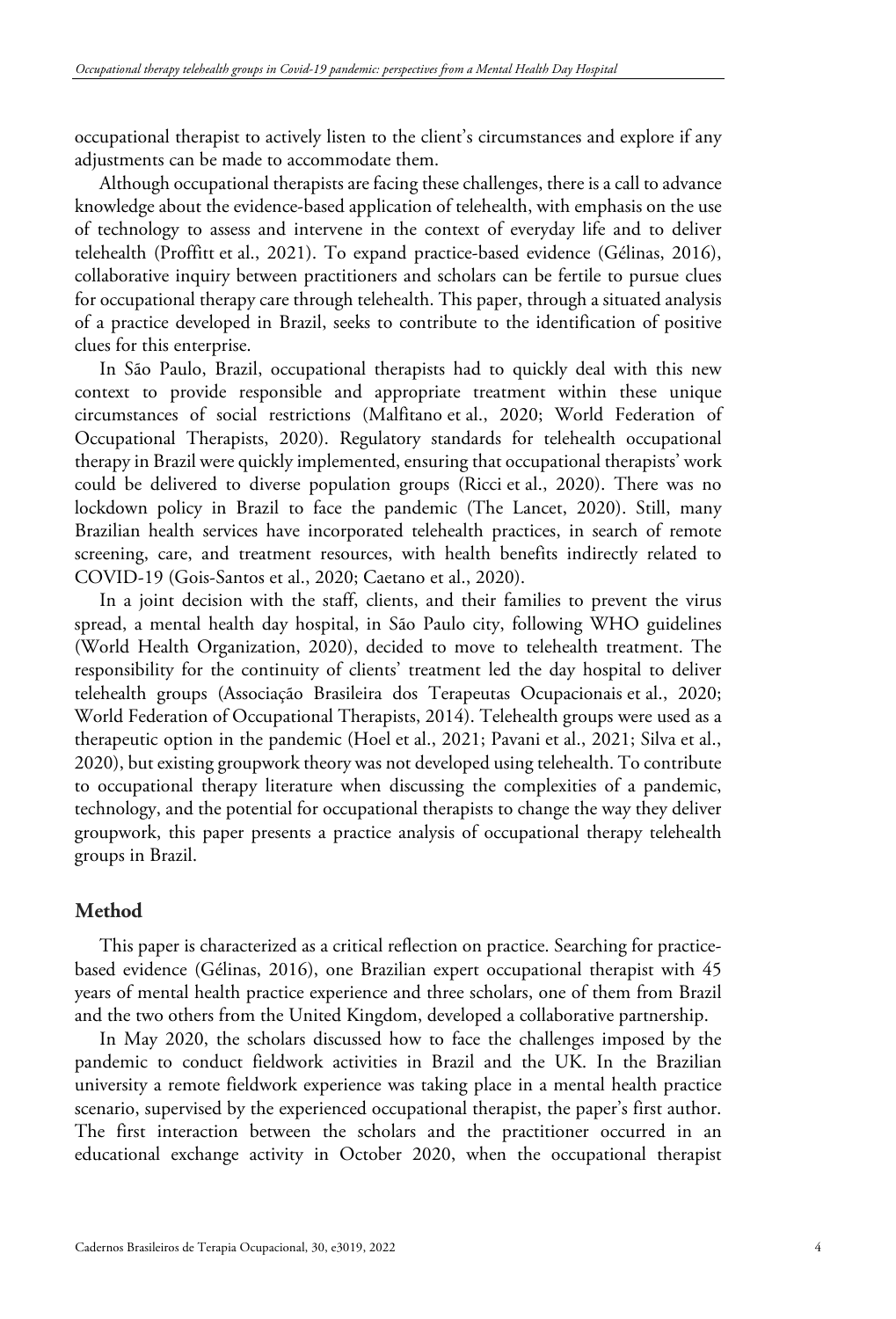occupational therapist to actively listen to the client's circumstances and explore if any adjustments can be made to accommodate them.

Although occupational therapists are facing these challenges, there is a call to advance knowledge about the evidence-based application of telehealth, with emphasis on the use of technology to assess and intervene in the context of everyday life and to deliver telehealth (Proffitt et al., 2021). To expand practice-based evidence (Gélinas, 2016), collaborative inquiry between practitioners and scholars can be fertile to pursue clues for occupational therapy care through telehealth. This paper, through a situated analysis of a practice developed in Brazil, seeks to contribute to the identification of positive clues for this enterprise.

In São Paulo, Brazil, occupational therapists had to quickly deal with this new context to provide responsible and appropriate treatment within these unique circumstances of social restrictions (Malfitano et al., 2020; World Federation of Occupational Therapists, 2020). Regulatory standards for telehealth occupational therapy in Brazil were quickly implemented, ensuring that occupational therapists' work could be delivered to diverse population groups (Ricci et al., 2020). There was no lockdown policy in Brazil to face the pandemic (The Lancet, 2020). Still, many Brazilian health services have incorporated telehealth practices, in search of remote screening, care, and treatment resources, with health benefits indirectly related to COVID-19 (Gois-Santos et al., 2020; Caetano et al., 2020).

In a joint decision with the staff, clients, and their families to prevent the virus spread, a mental health day hospital, in São Paulo city, following WHO guidelines (World Health Organization, 2020), decided to move to telehealth treatment. The responsibility for the continuity of clients' treatment led the day hospital to deliver telehealth groups (Associação Brasileira dos Terapeutas Ocupacionais et al., 2020; World Federation of Occupational Therapists, 2014). Telehealth groups were used as a therapeutic option in the pandemic (Hoel et al., 2021; Pavani et al., 2021; Silva et al., 2020), but existing groupwork theory was not developed using telehealth. To contribute to occupational therapy literature when discussing the complexities of a pandemic, technology, and the potential for occupational therapists to change the way they deliver groupwork, this paper presents a practice analysis of occupational therapy telehealth groups in Brazil.

## Method

This paper is characterized as a critical reflection on practice. Searching for practice-based evidence (Gélinas, 2016), one Brazilian expert occupational therapist with 45 years of mental health practice experience and three scholars, one of them from Brazil and the two others from the United Kingdom, developed a collaborative partnership.

In May 2020, the scholars discussed how to face the challenges imposed by the pandemic to conduct fieldwork activities in Brazil and the UK. In the Brazilian university a remote fieldwork experience was taking place in a mental health practice scenario, supervised by the experienced occupational therapist, the paper's first author. The first interaction between the scholars and the practitioner occurred in an educational exchange activity in October 2020, when the occupational therapist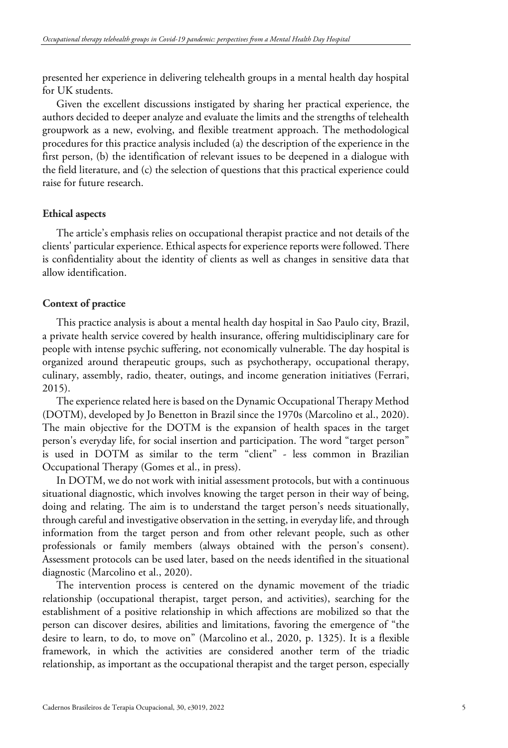presented her experience in delivering telehealth groups in a mental health day hospital for UK students.

Given the excellent discussions instigated by sharing her practical experience, the authors decided to deeper analyze and evaluate the limits and the strengths of telehealth groupwork as a new, evolving, and flexible treatment approach. The methodological procedures for this practice analysis included (a) the description of the experience in the first person, (b) the identification of relevant issues to be deepened in a dialogue with the field literature, and (c) the selection of questions that this practical experience could raise for future research.

### Ethical aspects

The article's emphasis relies on occupational therapist practice and not details of the clients' particular experience. Ethical aspects for experience reports were followed. There is confidentiality about the identity of clients as well as changes in sensitive data that allow identification.

### Context of practice

This practice analysis is about a mental health day hospital in Sao Paulo city, Brazil, a private health service covered by health insurance, offering multidisciplinary care for people with intense psychic suffering, not economically vulnerable. The day hospital is organized around therapeutic groups, such as psychotherapy, occupational therapy, culinary, assembly, radio, theater, outings, and income generation initiatives (Ferrari, 2015).

The experience related here is based on the Dynamic Occupational Therapy Method (DOTM), developed by Jo Benetton in Brazil since the 1970s (Marcolino et al., 2020). The main objective for the DOTM is the expansion of health spaces in the target person's everyday life, for social insertion and participation. The word "target person" is used in DOTM as similar to the term "client" - less common in Brazilian Occupational Therapy (Gomes et al., in press).

In DOTM, we do not work with initial assessment protocols, but with a continuous situational diagnostic, which involves knowing the target person in their way of being, doing and relating. The aim is to understand the target person's needs situationally, through careful and investigative observation in the setting, in everyday life, and through information from the target person and from other relevant people, such as other professionals or family members (always obtained with the person's consent). Assessment protocols can be used later, based on the needs identified in the situational diagnostic (Marcolino et al., 2020).

The intervention process is centered on the dynamic movement of the triadic relationship (occupational therapist, target person, and activities), searching for the establishment of a positive relationship in which affections are mobilized so that the person can discover desires, abilities and limitations, favoring the emergence of "the desire to learn, to do, to move on" (Marcolino et al., 2020, p. 1325). It is a flexible framework, in which the activities are considered another term of the triadic relationship, as important as the occupational therapist and the target person, especially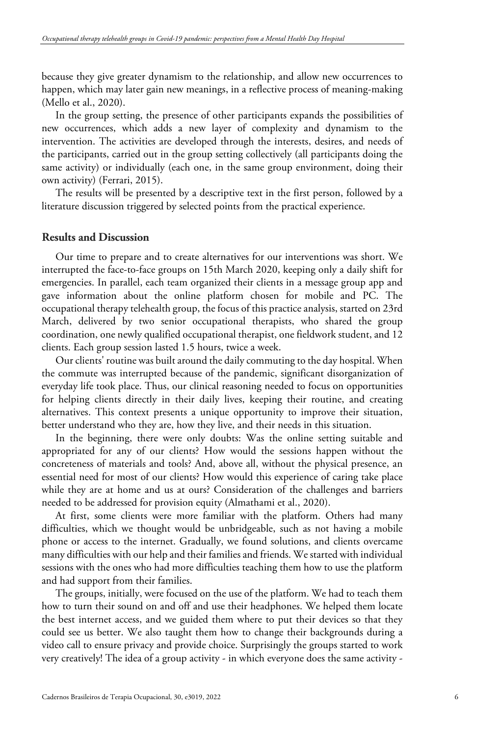because they give greater dynamism to the relationship, and allow new occurrences to happen, which may later gain new meanings, in a reflective process of meaning-making (Mello et al., 2020).

In the group setting, the presence of other participants expands the possibilities of new occurrences, which adds a new layer of complexity and dynamism to the intervention. The activities are developed through the interests, desires, and needs of the participants, carried out in the group setting collectively (all participants doing the same activity) or individually (each one, in the same group environment, doing their own activity) (Ferrari, 2015).

The results will be presented by a descriptive text in the first person, followed by a literature discussion triggered by selected points from the practical experience.

## Results and Discussion

Our time to prepare and to create alternatives for our interventions was short. We interrupted the face-to-face groups on 15th March 2020, keeping only a daily shift for emergencies. In parallel, each team organized their clients in a message group app and gave information about the online platform chosen for mobile and PC. The occupational therapy telehealth group, the focus of this practice analysis, started on 23rd March, delivered by two senior occupational therapists, who shared the group coordination, one newly qualified occupational therapist, one fieldwork student, and 12 clients. Each group session lasted 1.5 hours, twice a week.

Our clients' routine was built around the daily commuting to the day hospital. When the commute was interrupted because of the pandemic, significant disorganization of everyday life took place. Thus, our clinical reasoning needed to focus on opportunities for helping clients directly in their daily lives, keeping their routine, and creating alternatives. This context presents a unique opportunity to improve their situation, better understand who they are, how they live, and their needs in this situation.

In the beginning, there were only doubts: Was the online setting suitable and appropriated for any of our clients? How would the sessions happen without the concreteness of materials and tools? And, above all, without the physical presence, an essential need for most of our clients? How would this experience of caring take place while they are at home and us at ours? Consideration of the challenges and barriers needed to be addressed for provision equity (Almathami et al., 2020).

At first, some clients were more familiar with the platform. Others had many difficulties, which we thought would be unbridgeable, such as not having a mobile phone or access to the internet. Gradually, we found solutions, and clients overcame many difficulties with our help and their families and friends. We started with individual sessions with the ones who had more difficulties teaching them how to use the platform and had support from their families.

The groups, initially, were focused on the use of the platform. We had to teach them how to turn their sound on and off and use their headphones. We helped them locate the best internet access, and we guided them where to put their devices so that they could see us better. We also taught them how to change their backgrounds during a video call to ensure privacy and provide choice. Surprisingly the groups started to work very creatively! The idea of a group activity - in which everyone does the same activity -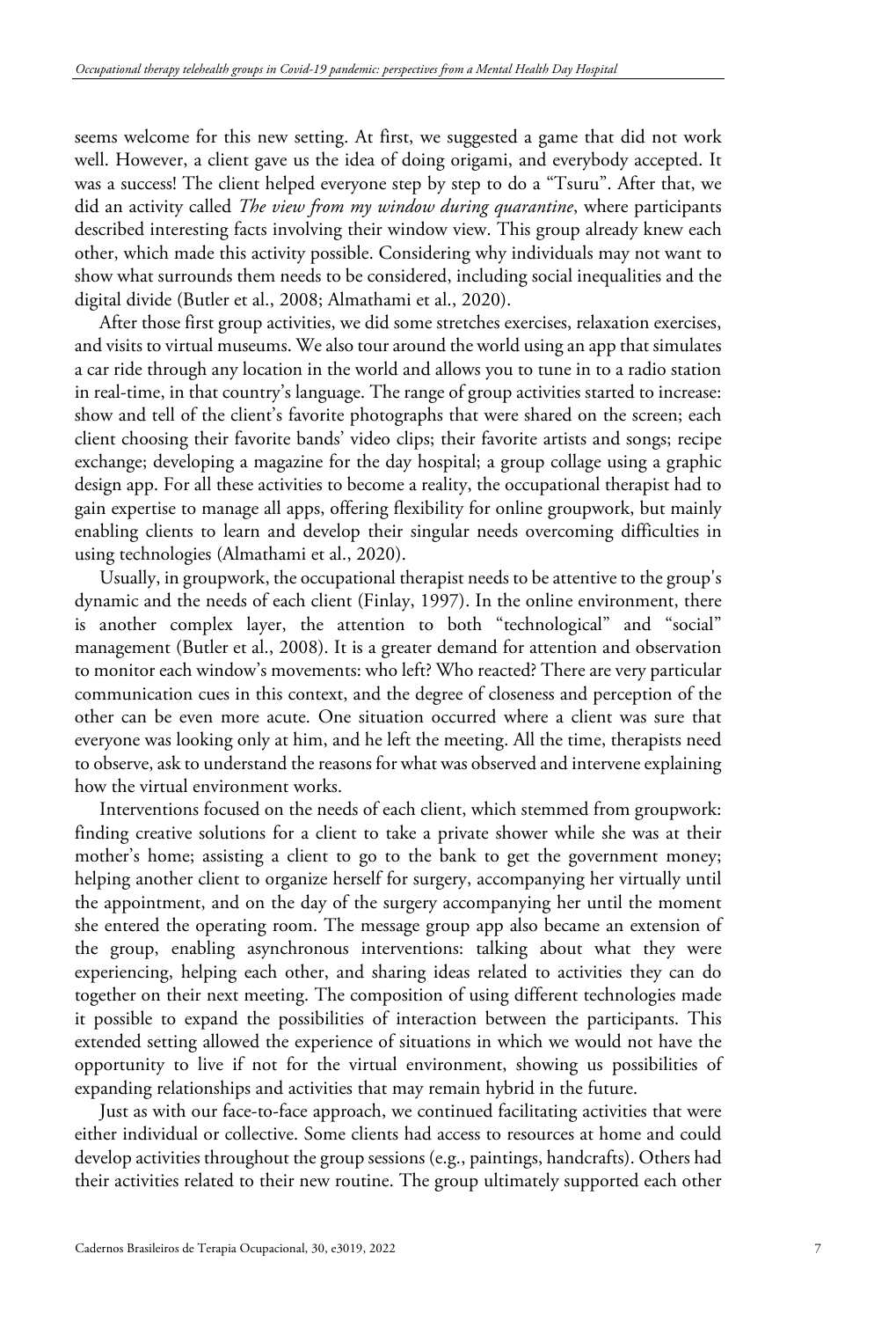seems welcome for this new setting. At first, we suggested a game that did not work well. However, a client gave us the idea of doing origami, and everybody accepted. It was a success! The client helped everyone step by step to do a "Tsuru". After that, we did an activity called *The view from my window during quarantine*, where participants described interesting facts involving their window view. This group already knew each other, which made this activity possible. Considering why individuals may not want to show what surrounds them needs to be considered, including social inequalities and the digital divide (Butler et al., 2008; Almathami et al., 2020).

After those first group activities, we did some stretches exercises, relaxation exercises, and visits to virtual museums. We also tour around the world using an app that simulates a car ride through any location in the world and allows you to tune in to a radio station in real-time, in that country's language. The range of group activities started to increase: show and tell of the client's favorite photographs that were shared on the screen; each client choosing their favorite bands' video clips; their favorite artists and songs; recipe exchange; developing a magazine for the day hospital; a group collage using a graphic design app. For all these activities to become a reality, the occupational therapist had to gain expertise to manage all apps, offering flexibility for online groupwork, but mainly enabling clients to learn and develop their singular needs overcoming difficulties in using technologies (Almathami et al., 2020).

Usually, in groupwork, the occupational therapist needs to be attentive to the group's dynamic and the needs of each client (Finlay, 1997). In the online environment, there is another complex layer, the attention to both "technological" and "social" management (Butler et al., 2008). It is a greater demand for attention and observation to monitor each window's movements: who left? Who reacted? There are very particular communication cues in this context, and the degree of closeness and perception of the other can be even more acute. One situation occurred where a client was sure that everyone was looking only at him, and he left the meeting. All the time, therapists need to observe, ask to understand the reasons for what was observed and intervene explaining how the virtual environment works.

Interventions focused on the needs of each client, which stemmed from groupwork: finding creative solutions for a client to take a private shower while she was at their mother's home; assisting a client to go to the bank to get the government money; helping another client to organize herself for surgery, accompanying her virtually until the appointment, and on the day of the surgery accompanying her until the moment she entered the operating room. The message group app also became an extension of the group, enabling asynchronous interventions: talking about what they were experiencing, helping each other, and sharing ideas related to activities they can do together on their next meeting. The composition of using different technologies made it possible to expand the possibilities of interaction between the participants. This extended setting allowed the experience of situations in which we would not have the opportunity to live if not for the virtual environment, showing us possibilities of expanding relationships and activities that may remain hybrid in the future.

Just as with our face-to-face approach, we continued facilitating activities that were either individual or collective. Some clients had access to resources at home and could develop activities throughout the group sessions (e.g., paintings, handcrafts). Others had their activities related to their new routine. The group ultimately supported each other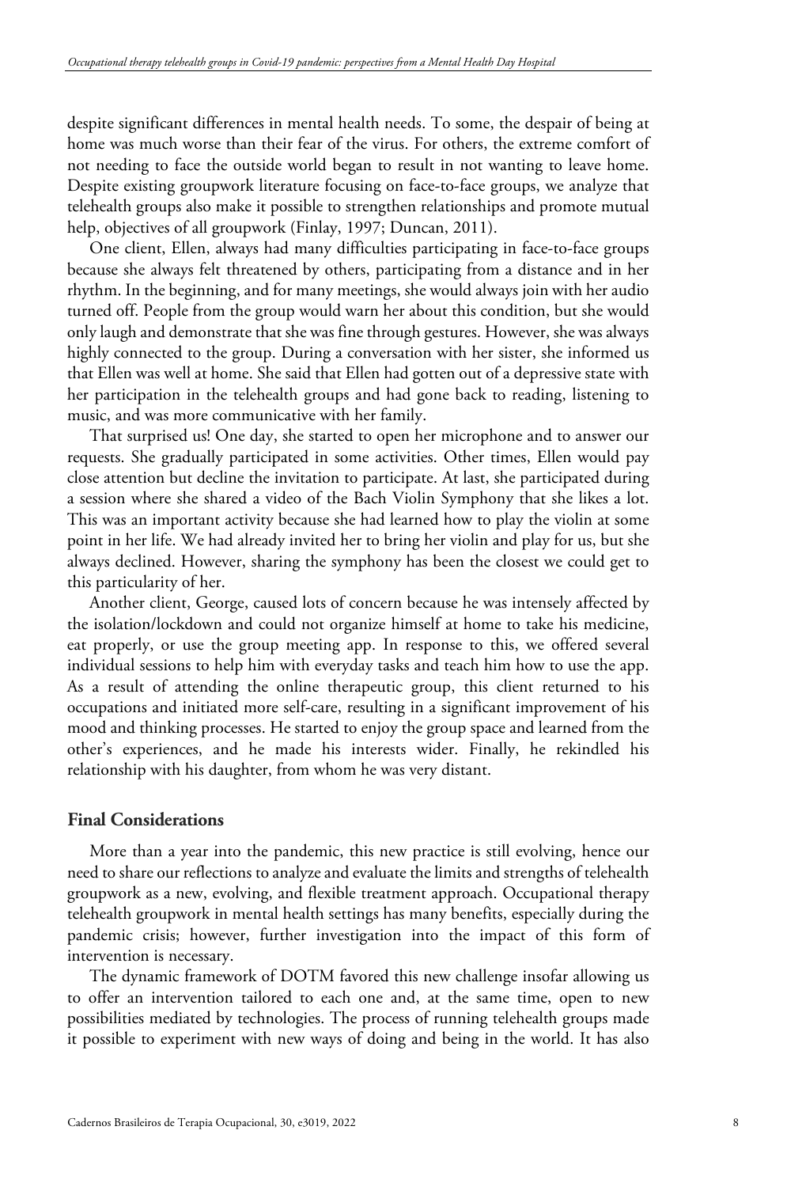despite significant differences in mental health needs. To some, the despair of being at home was much worse than their fear of the virus. For others, the extreme comfort of not needing to face the outside world began to result in not wanting to leave home. Despite existing groupwork literature focusing on face-to-face groups, we analyze that telehealth groups also make it possible to strengthen relationships and promote mutual help, objectives of all groupwork (Finlay, 1997; Duncan, 2011).

One client, Ellen, always had many difficulties participating in face-to-face groups because she always felt threatened by others, participating from a distance and in her rhythm. In the beginning, and for many meetings, she would always join with her audio turned off. People from the group would warn her about this condition, but she would only laugh and demonstrate that she was fine through gestures. However, she was always highly connected to the group. During a conversation with her sister, she informed us that Ellen was well at home. She said that Ellen had gotten out of a depressive state with her participation in the telehealth groups and had gone back to reading, listening to music, and was more communicative with her family.

That surprised us! One day, she started to open her microphone and to answer our requests. She gradually participated in some activities. Other times, Ellen would pay close attention but decline the invitation to participate. At last, she participated during a session where she shared a video of the Bach Violin Symphony that she likes a lot. This was an important activity because she had learned how to play the violin at some point in her life. We had already invited her to bring her violin and play for us, but she always declined. However, sharing the symphony has been the closest we could get to this particularity of her.

Another client, George, caused lots of concern because he was intensely affected by the isolation/lockdown and could not organize himself at home to take his medicine, eat properly, or use the group meeting app. In response to this, we offered several individual sessions to help him with everyday tasks and teach him how to use the app. As a result of attending the online therapeutic group, this client returned to his occupations and initiated more self-care, resulting in a significant improvement of his mood and thinking processes. He started to enjoy the group space and learned from the other's experiences, and he made his interests wider. Finally, he rekindled his relationship with his daughter, from whom he was very distant.

## Final Considerations

More than a year into the pandemic, this new practice is still evolving, hence our need to share our reflections to analyze and evaluate the limits and strengths of telehealth groupwork as a new, evolving, and flexible treatment approach. Occupational therapy telehealth groupwork in mental health settings has many benefits, especially during the pandemic crisis; however, further investigation into the impact of this form of intervention is necessary.

The dynamic framework of DOTM favored this new challenge insofar allowing us to offer an intervention tailored to each one and, at the same time, open to new possibilities mediated by technologies. The process of running telehealth groups made it possible to experiment with new ways of doing and being in the world. It has also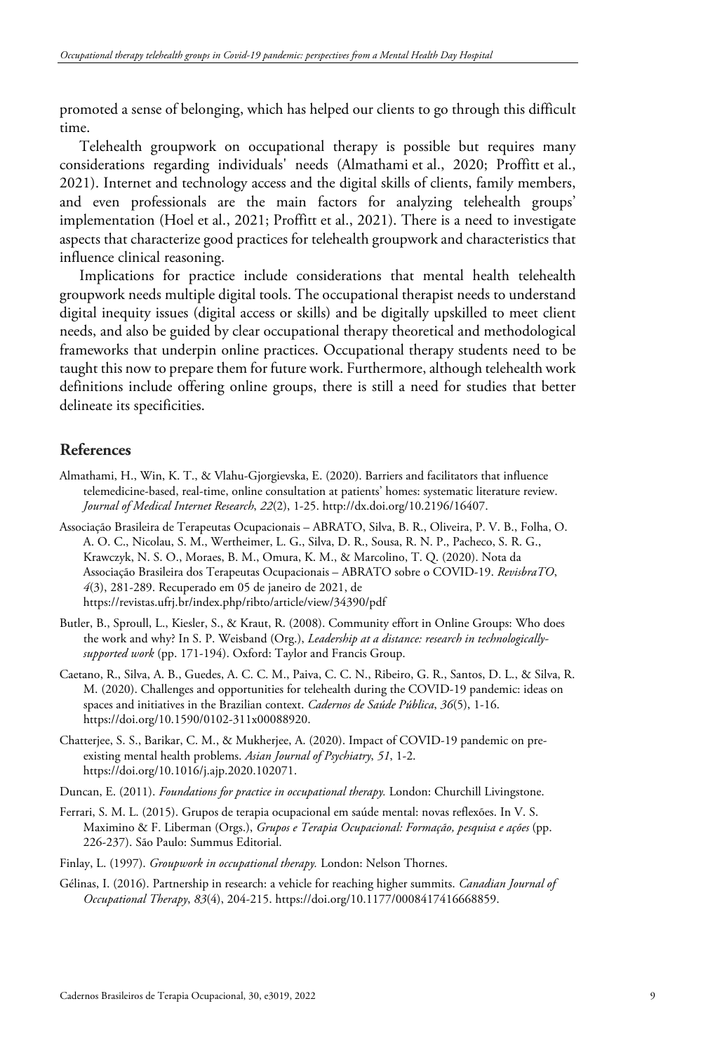promoted a sense of belonging, which has helped our clients to go through this difficult time.

Telehealth groupwork on occupational therapy is possible but requires many considerations regarding individuals' needs (Almathami et al., 2020; Proffitt et al., 2021). Internet and technology access and the digital skills of clients, family members, and even professionals are the main factors for analyzing telehealth groups' implementation (Hoel et al., 2021; Proffitt et al., 2021). There is a need to investigate aspects that characterize good practices for telehealth groupwork and characteristics that influence clinical reasoning.

Implications for practice include considerations that mental health telehealth groupwork needs multiple digital tools. The occupational therapist needs to understand digital inequity issues (digital access or skills) and be digitally upskilled to meet client needs, and also be guided by clear occupational therapy theoretical and methodological frameworks that underpin online practices. Occupational therapy students need to be taught this now to prepare them for future work. Furthermore, although telehealth work definitions include offering online groups, there is still a need for studies that better delineate its specificities.

## References

Almathami, H., Win, K. T., & Vlahu-Gjorgievska, E. (2020). Barriers and facilitators that influence telemedicine-based, real-time, online consultation at patients' homes: systematic literature review. *Journal of Medical Internet Research*, *22*(2), 1-25. http://dx.doi.org/10.2196/16407.

Associação Brasileira de Terapeutas Ocupacionais – ABRATO, Silva, B. R., Oliveira, P. V. B., Folha, O. A. O. C., Nicolau, S. M., Wertheimer, L. G., Silva, D. R., Sousa, R. N. P., Pacheco, S. R. G., Krawczyk, N. S. O., Moraes, B. M., Omura, K. M., & Marcolino, T. Q. (2020). Nota da Associação Brasileira dos Terapeutas Ocupacionais – ABRATO sobre o COVID-19. *RevisbraTO*, *4*(3), 281-289. Recuperado em 05 de janeiro de 2021, de https://revistas.ufrj.br/index.php/ribto/article/view/34390/pdf

Butler, B., Sproull, L., Kiesler, S., & Kraut, R. (2008). Community effort in Online Groups: Who does the work and why? In S. P. Weisband (Org.), *Leadership at a distance: research in technologically-supported work* (pp. 171-194). Oxford: Taylor and Francis Group.

Caetano, R., Silva, A. B., Guedes, A. C. C. M., Paiva, C. C. N., Ribeiro, G. R., Santos, D. L., & Silva, R. M. (2020). Challenges and opportunities for telehealth during the COVID-19 pandemic: ideas on spaces and initiatives in the Brazilian context. *Cadernos de Saúde Pública*, *36*(5), 1-16. https://doi.org/10.1590/0102-311x00088920.

Chatterjee, S. S., Barikar, C. M., & Mukherjee, A. (2020). Impact of COVID-19 pandemic on pre-existing mental health problems. *Asian Journal of Psychiatry*, *51*, 1-2. https://doi.org/10.1016/j.ajp.2020.102071.

Duncan, E. (2011). *Foundations for practice in occupational therapy.* London: Churchill Livingstone.

Ferrari, S. M. L. (2015). Grupos de terapia ocupacional em saúde mental: novas reflexões. In V. S. Maximino & F. Liberman (Orgs.), *Grupos e Terapia Ocupacional: Formação, pesquisa e ações* (pp. 226-237). São Paulo: Summus Editorial.

Finlay, L. (1997). *Groupwork in occupational therapy.* London: Nelson Thornes.

Gélinas, I. (2016). Partnership in research: a vehicle for reaching higher summits. *Canadian Journal of Occupational Therapy*, *83*(4), 204-215. https://doi.org/10.1177/0008417416668859.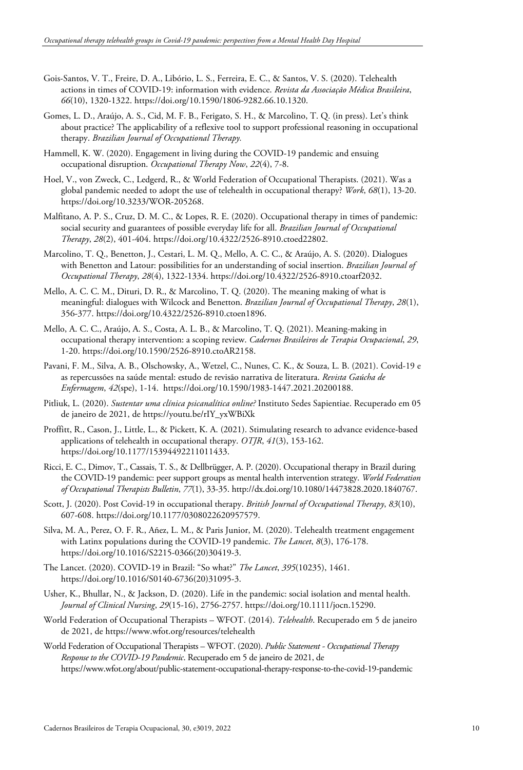Gois-Santos, V. T., Freire, D. A., Libório, L. S., Ferreira, E. C., & Santos, V. S. (2020). Telehealth actions in times of COVID-19: information with evidence. *Revista da Associação Médica Brasileira*, *66*(10), 1320-1322. https://doi.org/10.1590/1806-9282.66.10.1320.

Gomes, L. D., Araújo, A. S., Cid, M. F. B., Ferigato, S. H., & Marcolino, T. Q. (in press). Let's think about practice? The applicability of a reflexive tool to support professional reasoning in occupational therapy. *Brazilian Journal of Occupational Therapy.*

Hammell, K. W. (2020). Engagement in living during the COVID-19 pandemic and ensuing occupational disruption. *Occupational Therapy Now*, *22*(4), 7-8.

Hoel, V., von Zweck, C., Ledgerd, R., & World Federation of Occupational Therapists. (2021). Was a global pandemic needed to adopt the use of telehealth in occupational therapy? *Work*, *68*(1), 13-20. https://doi.org/10.3233/WOR-205268.

Malfitano, A. P. S., Cruz, D. M. C., & Lopes, R. E. (2020). Occupational therapy in times of pandemic: social security and guarantees of possible everyday life for all. *Brazilian Journal of Occupational Therapy*, *28*(2), 401-404. https://doi.org/10.4322/2526-8910.ctoed22802.

Marcolino, T. Q., Benetton, J., Cestari, L. M. Q., Mello, A. C. C., & Araújo, A. S. (2020). Dialogues with Benetton and Latour: possibilities for an understanding of social insertion. *Brazilian Journal of Occupational Therapy*, *28*(4), 1322-1334. https://doi.org/10.4322/2526-8910.ctoarf2032.

Mello, A. C. C. M., Dituri, D. R., & Marcolino, T. Q. (2020). The meaning making of what is meaningful: dialogues with Wilcock and Benetton. *Brazilian Journal of Occupational Therapy*, *28*(1), 356-377. https://doi.org/10.4322/2526-8910.ctoen1896.

Mello, A. C. C., Araújo, A. S., Costa, A. L. B., & Marcolino, T. Q. (2021). Meaning-making in occupational therapy intervention: a scoping review. *Cadernos Brasileiros de Terapia Ocupacional*, *29*, 1-20. https://doi.org/10.1590/2526-8910.ctoAR2158.

Pavani, F. M., Silva, A. B., Olschowsky, A., Wetzel, C., Nunes, C. K., & Souza, L. B. (2021). Covid-19 e as repercussões na saúde mental: estudo de revisão narrativa de literatura. *Revista Gaúcha de Enfermagem*, *42*(spe), 1-14. https://doi.org/10.1590/1983-1447.2021.20200188.

Pitliuk, L. (2020). *Sustentar uma clínica psicanalítica online?* Instituto Sedes Sapientiae. Recuperado em 05 de janeiro de 2021, de https://youtu.be/rIY_yxWBiXk

Proffitt, R., Cason, J., Little, L., & Pickett, K. A. (2021). Stimulating research to advance evidence-based applications of telehealth in occupational therapy. *OTJR*, *41*(3), 153-162. https://doi.org/10.1177/15394492211011433.

Ricci, E. C., Dimov, T., Cassais, T. S., & Dellbrügger, A. P. (2020). Occupational therapy in Brazil during the COVID-19 pandemic: peer support groups as mental health intervention strategy. *World Federation of Occupational Therapists Bulletin*, *77*(1), 33-35. http://dx.doi.org/10.1080/14473828.2020.1840767.

Scott, J. (2020). Post Covid-19 in occupational therapy. *British Journal of Occupational Therapy*, *83*(10), 607-608. https://doi.org/10.1177/0308022620957579.

Silva, M. A., Perez, O. F. R., Añez, L. M., & Paris Junior, M. (2020). Telehealth treatment engagement with Latinx populations during the COVID-19 pandemic. *The Lancet*, *8*(3), 176-178. https://doi.org/10.1016/S2215-0366(20)30419-3.

The Lancet. (2020). COVID-19 in Brazil: "So what?" *The Lancet*, *395*(10235), 1461. https://doi.org/10.1016/S0140-6736(20)31095-3.

Usher, K., Bhullar, N., & Jackson, D. (2020). Life in the pandemic: social isolation and mental health. *Journal of Clinical Nursing*, *29*(15-16), 2756-2757. https://doi.org/10.1111/jocn.15290.

World Federation of Occupational Therapists – WFOT. (2014). *Telehealth*. Recuperado em 5 de janeiro de 2021, de https://www.wfot.org/resources/telehealth

World Federation of Occupational Therapists – WFOT. (2020). *Public Statement - Occupational Therapy Response to the COVID-19 Pandemic*. Recuperado em 5 de janeiro de 2021, de https://www.wfot.org/about/public-statement-occupational-therapy-response-to-the-covid-19-pandemic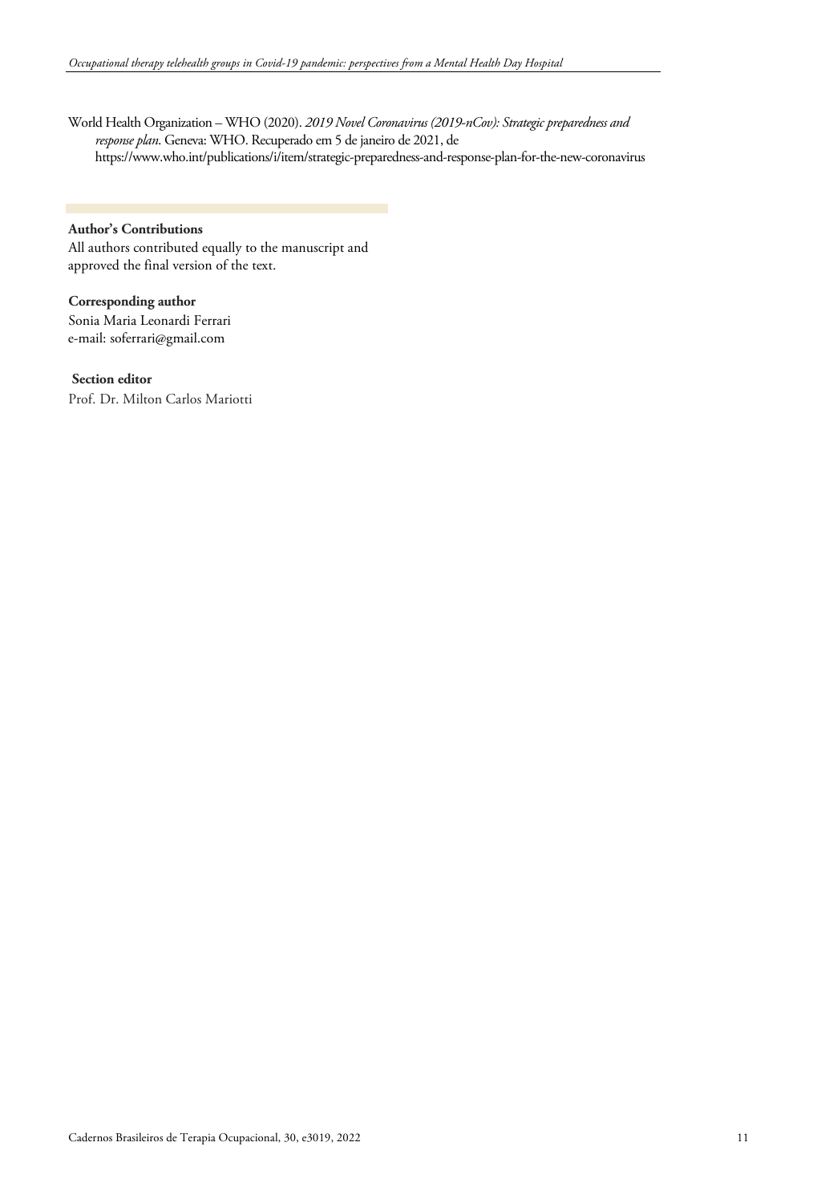World Health Organization – WHO (2020). *2019 Novel Coronavirus (2019-nCov): Strategic preparedness and response plan*. Geneva: WHO. Recuperado em 5 de janeiro de 2021, de https://www.who.int/publications/i/item/strategic-preparedness-and-response-plan-for-the-new-coronavirus

**Author's Contributions**

All authors contributed equally to the manuscript and approved the final version of the text.

**Corresponding author**

Sonia Maria Leonardi Ferrari
e-mail: soferrari@gmail.com

**Section editor**

Prof. Dr. Milton Carlos Mariotti